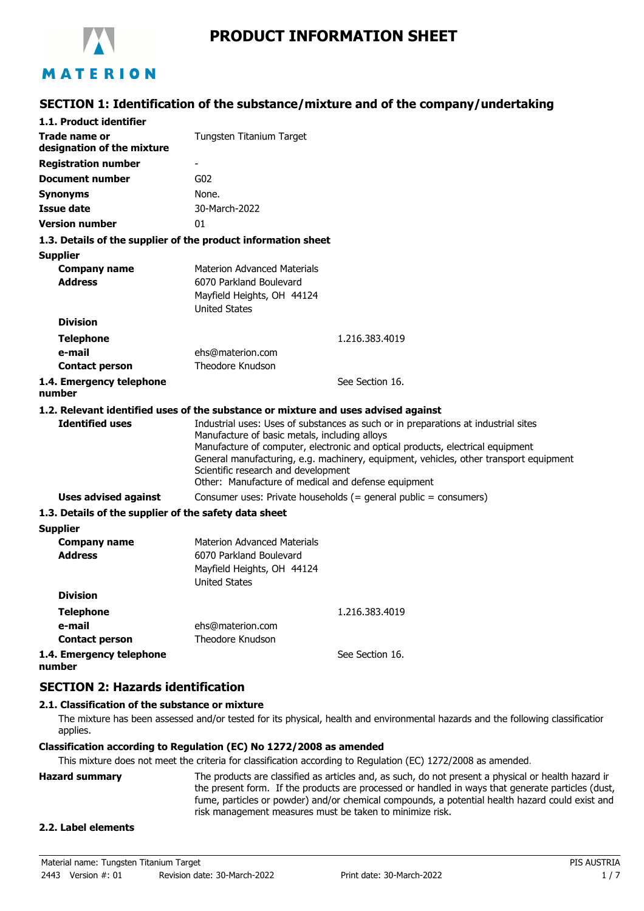# PRODUCT INFORMATION SHEET

## SECTION 1: Identification of the substance/mixture and of the company/undertaking

### 1.1. Product identifier

| | |
|---|---|
| **Trade name or designation of the mixture** | Tungsten Titanium Target |
| **Registration number** | - |
| **Document number** | G02 |
| **Synonyms** | None. |
| **Issue date** | 30-March-2022 |
| **Version number** | 01 |

### 1.3. Details of the supplier of the product information sheet

**Supplier**

| | |
|---|---|
| **Company name** | Materion Advanced Materials |
| **Address** | 6070 Parkland Boulevard<br>Mayfield Heights, OH 44124<br>United States |
| **Division** | |
| **Telephone** | 1.216.383.4019 |
| **e-mail** | ehs@materion.com |
| **Contact person** | Theodore Knudson |
| **1.4. Emergency telephone number** | See Section 16. |

### 1.2. Relevant identified uses of the substance or mixture and uses advised against

**Identified uses**
Industrial uses: Uses of substances as such or in preparations at industrial sites
Manufacture of basic metals, including alloys
Manufacture of computer, electronic and optical products, electrical equipment
General manufacturing, e.g. machinery, equipment, vehicles, other transport equipment
Scientific research and development
Other: Manufacture of medical and defense equipment

**Uses advised against**
Consumer uses: Private households (= general public = consumers)

### 1.3. Details of the supplier of the safety data sheet

**Supplier**

| | |
|---|---|
| **Company name** | Materion Advanced Materials |
| **Address** | 6070 Parkland Boulevard<br>Mayfield Heights, OH 44124<br>United States |
| **Division** | |
| **Telephone** | 1.216.383.4019 |
| **e-mail** | ehs@materion.com |
| **Contact person** | Theodore Knudson |
| **1.4. Emergency telephone number** | See Section 16. |

## SECTION 2: Hazards identification

### 2.1. Classification of the substance or mixture

The mixture has been assessed and/or tested for its physical, health and environmental hazards and the following classification applies.

**Classification according to Regulation (EC) No 1272/2008 as amended**

This mixture does not meet the criteria for classification according to Regulation (EC) 1272/2008 as amended.

**Hazard summary**
The products are classified as articles and, as such, do not present a physical or health hazard in the present form. If the products are processed or handled in ways that generate particles (dust, fume, particles or powder) and/or chemical compounds, a potential health hazard could exist and risk management measures must be taken to minimize risk.

### 2.2. Label elements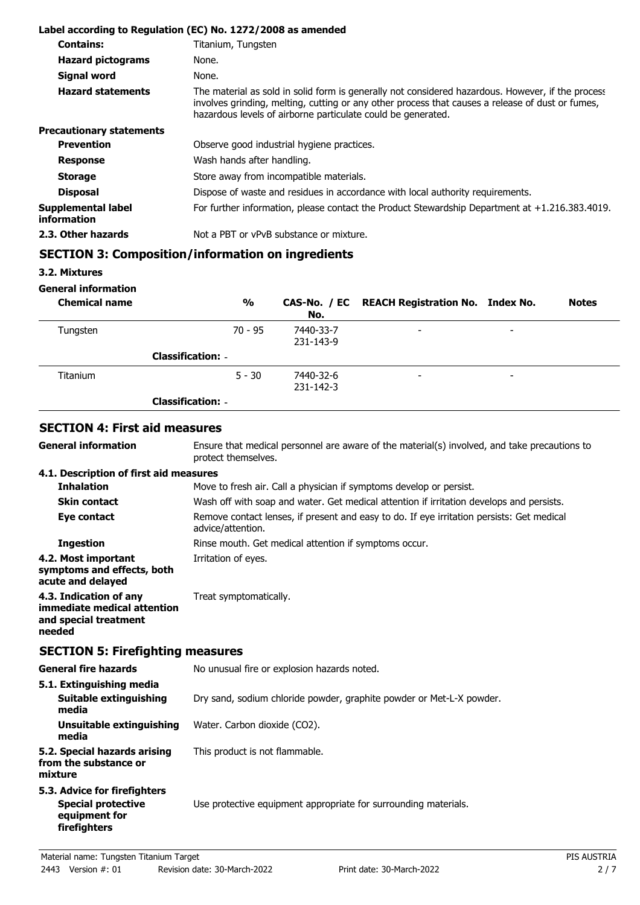**Label according to Regulation (EC) No. 1272/2008 as amended**

| | |
|---|---|
| **Contains:** | Titanium, Tungsten |
| **Hazard pictograms** | None. |
| **Signal word** | None. |
| **Hazard statements** | The material as sold in solid form is generally not considered hazardous. However, if the process involves grinding, melting, cutting or any other process that causes a release of dust or fumes, hazardous levels of airborne particulate could be generated. |

**Precautionary statements**

| | |
|---|---|
| **Prevention** | Observe good industrial hygiene practices. |
| **Response** | Wash hands after handling. |
| **Storage** | Store away from incompatible materials. |
| **Disposal** | Dispose of waste and residues in accordance with local authority requirements. |
| **Supplemental label information** | For further information, please contact the Product Stewardship Department at +1.216.383.4019. |
| **2.3. Other hazards** | Not a PBT or vPvB substance or mixture. |

## SECTION 3: Composition/information on ingredients

**3.2. Mixtures**

**General information**

| Chemical name | % | CAS-No. / EC No. | REACH Registration No. | Index No. | Notes |
|---|---|---|---|---|---|
| Tungsten | 70 - 95 | 7440-33-7 231-143-9 | - | - | |
| **Classification:** - | | | | | |
| Titanium | 5 - 30 | 7440-32-6 231-142-3 | - | - | |
| **Classification:** - | | | | | |

## SECTION 4: First aid measures

| | |
|---|---|
| **General information** | Ensure that medical personnel are aware of the material(s) involved, and take precautions to protect themselves. |

**4.1. Description of first aid measures**

| | |
|---|---|
| **Inhalation** | Move to fresh air. Call a physician if symptoms develop or persist. |
| **Skin contact** | Wash off with soap and water. Get medical attention if irritation develops and persists. |
| **Eye contact** | Remove contact lenses, if present and easy to do. If eye irritation persists: Get medical advice/attention. |
| **Ingestion** | Rinse mouth. Get medical attention if symptoms occur. |
| **4.2. Most important symptoms and effects, both acute and delayed** | Irritation of eyes. |
| **4.3. Indication of any immediate medical attention and special treatment needed** | Treat symptomatically. |

## SECTION 5: Firefighting measures

| | |
|---|---|
| **General fire hazards** | No unusual fire or explosion hazards noted. |

**5.1. Extinguishing media**

| | |
|---|---|
| **Suitable extinguishing media** | Dry sand, sodium chloride powder, graphite powder or Met-L-X powder. |
| **Unsuitable extinguishing media** | Water. Carbon dioxide ($CO_2$). |
| **5.2. Special hazards arising from the substance or mixture** | This product is not flammable. |

**5.3. Advice for firefighters**

| | |
|---|---|
| **Special protective equipment for firefighters** | Use protective equipment appropriate for surrounding materials. |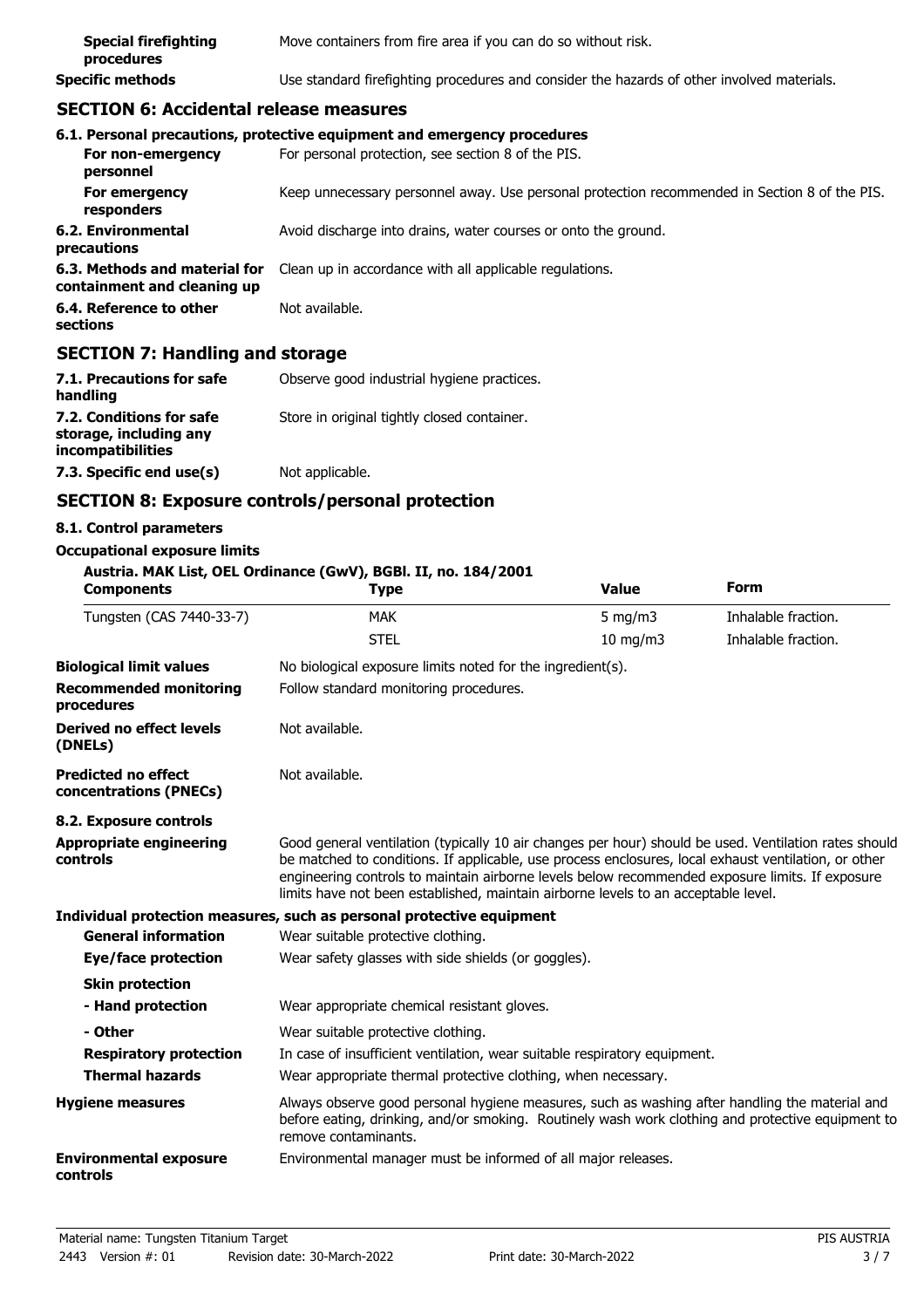| | |
|---|---|
| **Special firefighting procedures** | Move containers from fire area if you can do so without risk. |
| **Specific methods** | Use standard firefighting procedures and consider the hazards of other involved materials. |

## SECTION 6: Accidental release measures

**6.1. Personal precautions, protective equipment and emergency procedures**

| | |
|---|---|
| **For non-emergency personnel** | For personal protection, see section 8 of the PIS. |
| **For emergency responders** | Keep unnecessary personnel away. Use personal protection recommended in Section 8 of the PIS. |
| **6.2. Environmental precautions** | Avoid discharge into drains, water courses or onto the ground. |
| **6.3. Methods and material for containment and cleaning up** | Clean up in accordance with all applicable regulations. |
| **6.4. Reference to other sections** | Not available. |

## SECTION 7: Handling and storage

| | |
|---|---|
| **7.1. Precautions for safe handling** | Observe good industrial hygiene practices. |
| **7.2. Conditions for safe storage, including any incompatibilities** | Store in original tightly closed container. |
| **7.3. Specific end use(s)** | Not applicable. |

## SECTION 8: Exposure controls/personal protection

**8.1. Control parameters**

**Occupational exposure limits**

**Austria. MAK List, OEL Ordinance (GwV), BGBl. II, no. 184/2001**

| Components | Type | Value | Form |
|---|---|---|---|
| Tungsten (CAS 7440-33-7) | MAK | 5 mg/m3 | Inhalable fraction. |
| | STEL | 10 mg/m3 | Inhalable fraction. |

| | |
|---|---|
| **Biological limit values** | No biological exposure limits noted for the ingredient(s). |
| **Recommended monitoring procedures** | Follow standard monitoring procedures. |
| **Derived no effect levels (DNELs)** | Not available. |
| **Predicted no effect concentrations (PNECs)** | Not available. |

**8.2. Exposure controls**

| | |
|---|---|
| **Appropriate engineering controls** | Good general ventilation (typically 10 air changes per hour) should be used. Ventilation rates should be matched to conditions. If applicable, use process enclosures, local exhaust ventilation, or other engineering controls to maintain airborne levels below recommended exposure limits. If exposure limits have not been established, maintain airborne levels to an acceptable level. |

**Individual protection measures, such as personal protective equipment**

| | |
|---|---|
| **General information** | Wear suitable protective clothing. |
| **Eye/face protection** | Wear safety glasses with side shields (or goggles). |
| **Skin protection** | |
| **- Hand protection** | Wear appropriate chemical resistant gloves. |
| **- Other** | Wear suitable protective clothing. |
| **Respiratory protection** | In case of insufficient ventilation, wear suitable respiratory equipment. |
| **Thermal hazards** | Wear appropriate thermal protective clothing, when necessary. |
| **Hygiene measures** | Always observe good personal hygiene measures, such as washing after handling the material and before eating, drinking, and/or smoking. Routinely wash work clothing and protective equipment to remove contaminants. |
| **Environmental exposure controls** | Environmental manager must be informed of all major releases. |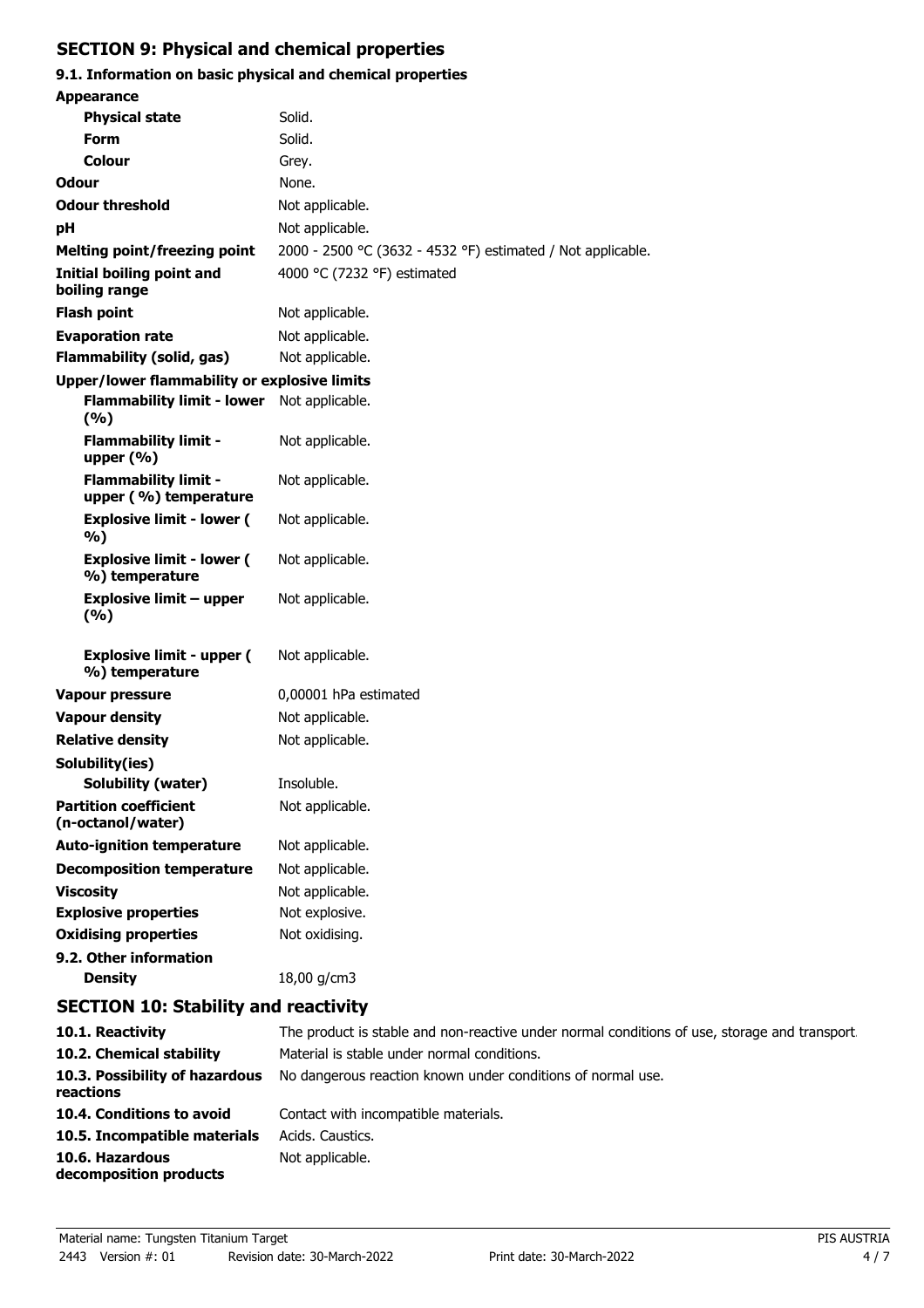## SECTION 9: Physical and chemical properties

### 9.1. Information on basic physical and chemical properties

| Property | Value |
|---|---|
| **Appearance** | |
| **Physical state** | Solid. |
| **Form** | Solid. |
| **Colour** | Grey. |
| **Odour** | None. |
| **Odour threshold** | Not applicable. |
| **pH** | Not applicable. |
| **Melting point/freezing point** | 2000 - 2500 °C (3632 - 4532 °F) estimated / Not applicable. |
| **Initial boiling point and boiling range** | 4000 °C (7232 °F) estimated |
| **Flash point** | Not applicable. |
| **Evaporation rate** | Not applicable. |
| **Flammability (solid, gas)** | Not applicable. |
| **Upper/lower flammability or explosive limits** | |
| **Flammability limit - lower (%)** | Not applicable. |
| **Flammability limit - upper (%)** | Not applicable. |
| **Flammability limit - upper (%) temperature** | Not applicable. |
| **Explosive limit - lower (%)** | Not applicable. |
| **Explosive limit - lower (%) temperature** | Not applicable. |
| **Explosive limit – upper (%)** | Not applicable. |
| **Explosive limit - upper (%) temperature** | Not applicable. |
| **Vapour pressure** | 0,00001 hPa estimated |
| **Vapour density** | Not applicable. |
| **Relative density** | Not applicable. |
| **Solubility(ies)** | |
| **Solubility (water)** | Insoluble. |
| **Partition coefficient (n-octanol/water)** | Not applicable. |
| **Auto-ignition temperature** | Not applicable. |
| **Decomposition temperature** | Not applicable. |
| **Viscosity** | Not applicable. |
| **Explosive properties** | Not explosive. |
| **Oxidising properties** | Not oxidising. |

### 9.2. Other information

| Property | Value |
|---|---|
| **Density** | 18,00 g/cm3 |

## SECTION 10: Stability and reactivity

| Item | Information |
|---|---|
| **10.1. Reactivity** | The product is stable and non-reactive under normal conditions of use, storage and transport. |
| **10.2. Chemical stability** | Material is stable under normal conditions. |
| **10.3. Possibility of hazardous reactions** | No dangerous reaction known under conditions of normal use. |
| **10.4. Conditions to avoid** | Contact with incompatible materials. |
| **10.5. Incompatible materials** | Acids. Caustics. |
| **10.6. Hazardous decomposition products** | Not applicable. |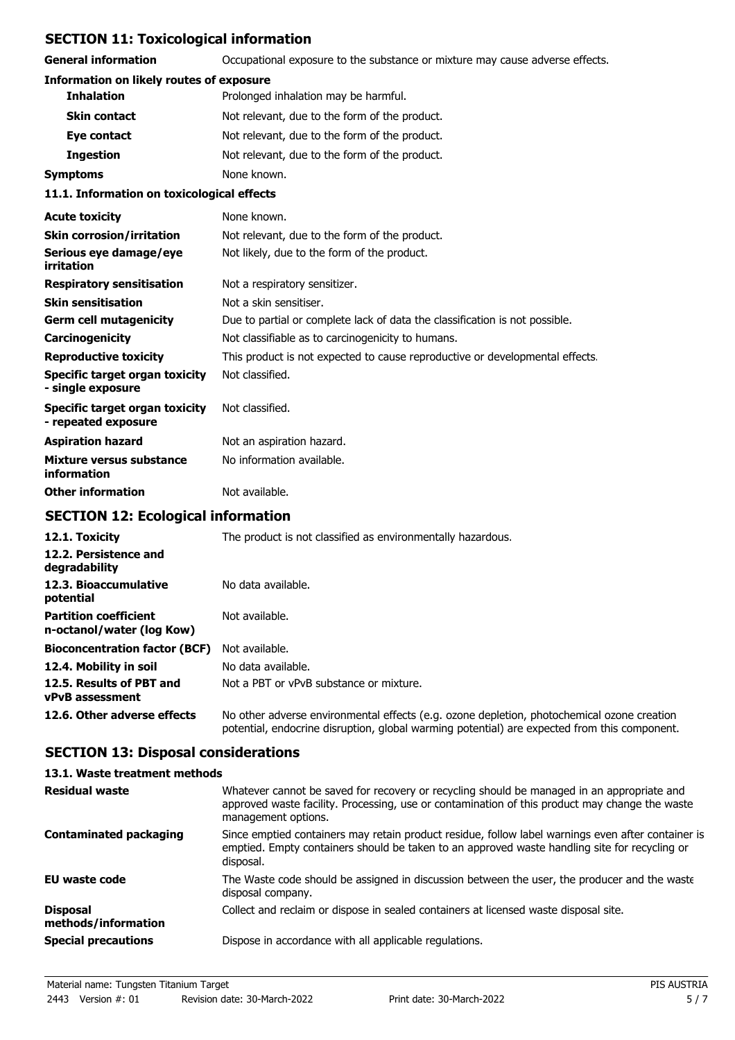## SECTION 11: Toxicological information

| | |
|---|---|
| **General information** | Occupational exposure to the substance or mixture may cause adverse effects. |

**Information on likely routes of exposure**

| | |
|---|---|
| **Inhalation** | Prolonged inhalation may be harmful. |
| **Skin contact** | Not relevant, due to the form of the product. |
| **Eye contact** | Not relevant, due to the form of the product. |
| **Ingestion** | Not relevant, due to the form of the product. |
| **Symptoms** | None known. |

**11.1. Information on toxicological effects**

| | |
|---|---|
| **Acute toxicity** | None known. |
| **Skin corrosion/irritation** | Not relevant, due to the form of the product. |
| **Serious eye damage/eye irritation** | Not likely, due to the form of the product. |
| **Respiratory sensitisation** | Not a respiratory sensitizer. |
| **Skin sensitisation** | Not a skin sensitiser. |
| **Germ cell mutagenicity** | Due to partial or complete lack of data the classification is not possible. |
| **Carcinogenicity** | Not classifiable as to carcinogenicity to humans. |
| **Reproductive toxicity** | This product is not expected to cause reproductive or developmental effects. |
| **Specific target organ toxicity - single exposure** | Not classified. |
| **Specific target organ toxicity - repeated exposure** | Not classified. |
| **Aspiration hazard** | Not an aspiration hazard. |
| **Mixture versus substance information** | No information available. |
| **Other information** | Not available. |

## SECTION 12: Ecological information

| | |
|---|---|
| **12.1. Toxicity** | The product is not classified as environmentally hazardous. |
| **12.2. Persistence and degradability** | |
| **12.3. Bioaccumulative potential** | No data available. |
| **Partition coefficient n-octanol/water (log Kow)** | Not available. |
| **Bioconcentration factor (BCF)** | Not available. |
| **12.4. Mobility in soil** | No data available. |
| **12.5. Results of PBT and vPvB assessment** | Not a PBT or vPvB substance or mixture. |
| **12.6. Other adverse effects** | No other adverse environmental effects (e.g. ozone depletion, photochemical ozone creation potential, endocrine disruption, global warming potential) are expected from this component. |

## SECTION 13: Disposal considerations

**13.1. Waste treatment methods**

| | |
|---|---|
| **Residual waste** | Whatever cannot be saved for recovery or recycling should be managed in an appropriate and approved waste facility. Processing, use or contamination of this product may change the waste management options. |
| **Contaminated packaging** | Since emptied containers may retain product residue, follow label warnings even after container is emptied. Empty containers should be taken to an approved waste handling site for recycling or disposal. |
| **EU waste code** | The Waste code should be assigned in discussion between the user, the producer and the waste disposal company. |
| **Disposal methods/information** | Collect and reclaim or dispose in sealed containers at licensed waste disposal site. |
| **Special precautions** | Dispose in accordance with all applicable regulations. |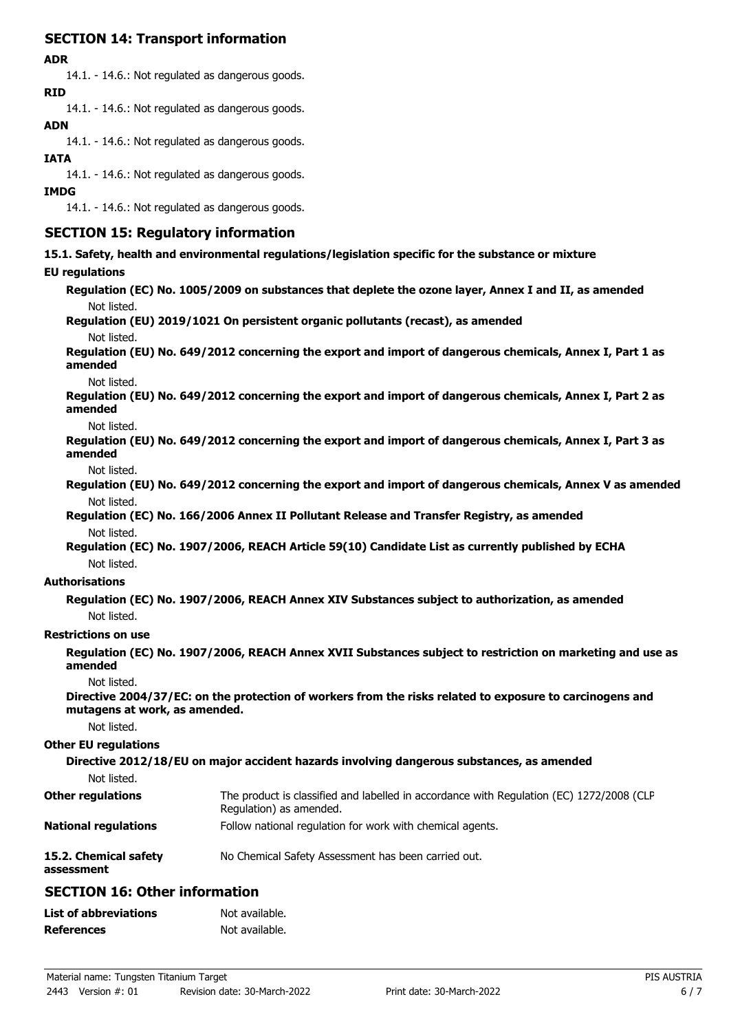## SECTION 14: Transport information

**ADR**

14.1. - 14.6.: Not regulated as dangerous goods.

**RID**

14.1. - 14.6.: Not regulated as dangerous goods.

**ADN**

14.1. - 14.6.: Not regulated as dangerous goods.

**IATA**

14.1. - 14.6.: Not regulated as dangerous goods.

**IMDG**

14.1. - 14.6.: Not regulated as dangerous goods.

## SECTION 15: Regulatory information

**15.1. Safety, health and environmental regulations/legislation specific for the substance or mixture**

**EU regulations**

**Regulation (EC) No. 1005/2009 on substances that deplete the ozone layer, Annex I and II, as amended**

Not listed.

**Regulation (EU) 2019/1021 On persistent organic pollutants (recast), as amended**

Not listed.

**Regulation (EU) No. 649/2012 concerning the export and import of dangerous chemicals, Annex I, Part 1 as amended**

Not listed.

**Regulation (EU) No. 649/2012 concerning the export and import of dangerous chemicals, Annex I, Part 2 as amended**

Not listed.

**Regulation (EU) No. 649/2012 concerning the export and import of dangerous chemicals, Annex I, Part 3 as amended**

Not listed.

**Regulation (EU) No. 649/2012 concerning the export and import of dangerous chemicals, Annex V as amended**

Not listed.

**Regulation (EC) No. 166/2006 Annex II Pollutant Release and Transfer Registry, as amended**

Not listed.

**Regulation (EC) No. 1907/2006, REACH Article 59(10) Candidate List as currently published by ECHA**

Not listed.

**Authorisations**

**Regulation (EC) No. 1907/2006, REACH Annex XIV Substances subject to authorization, as amended**

Not listed.

**Restrictions on use**

**Regulation (EC) No. 1907/2006, REACH Annex XVII Substances subject to restriction on marketing and use as amended**

Not listed.

**Directive 2004/37/EC: on the protection of workers from the risks related to exposure to carcinogens and mutagens at work, as amended.**

Not listed.

**Other EU regulations**

**Directive 2012/18/EU on major accident hazards involving dangerous substances, as amended**

Not listed.

**Other regulations** The product is classified and labelled in accordance with Regulation (EC) 1272/2008 (CLP Regulation) as amended.

**National regulations** Follow national regulation for work with chemical agents.

**15.2. Chemical safety assessment** No Chemical Safety Assessment has been carried out.

## SECTION 16: Other information

**List of abbreviations** Not available.

**References** Not available.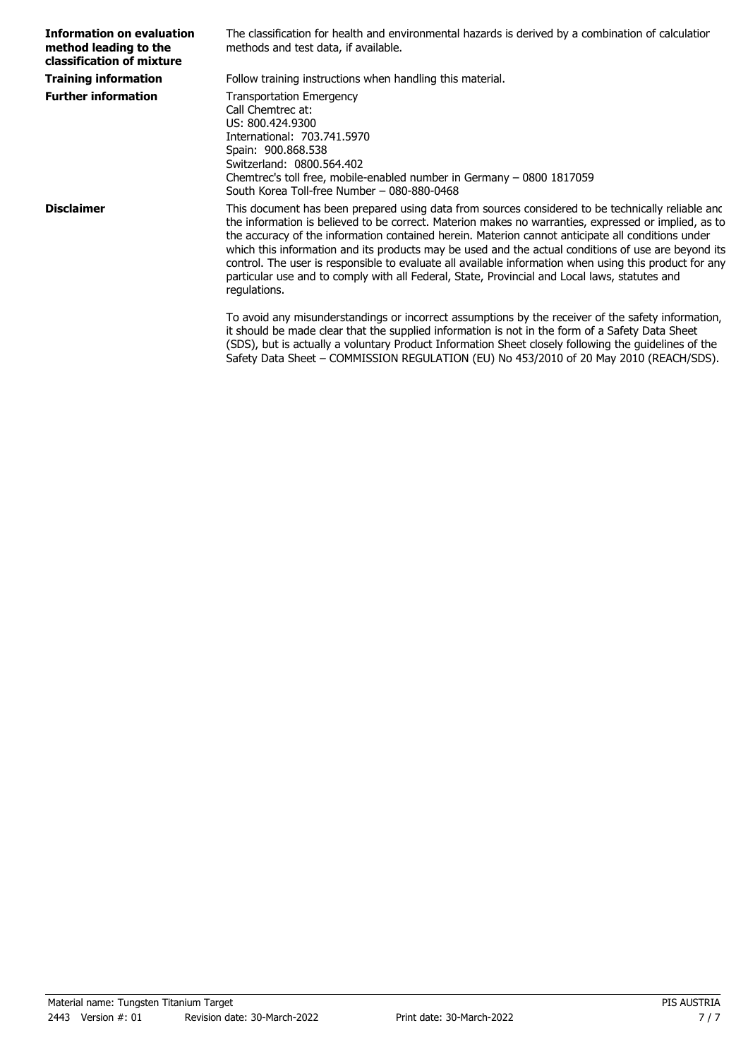**Information on evaluation method leading to the classification of mixture**

The classification for health and environmental hazards is derived by a combination of calculation methods and test data, if available.

**Training information**

Follow training instructions when handling this material.

**Further information**

Transportation Emergency
Call Chemtrec at:
US: 800.424.9300
International: 703.741.5970
Spain: 900.868.538
Switzerland: 0800.564.402
Chemtrec's toll free, mobile-enabled number in Germany – 0800 1817059
South Korea Toll-free Number – 080-880-0468

**Disclaimer**

This document has been prepared using data from sources considered to be technically reliable and the information is believed to be correct. Materion makes no warranties, expressed or implied, as to the accuracy of the information contained herein. Materion cannot anticipate all conditions under which this information and its products may be used and the actual conditions of use are beyond its control. The user is responsible to evaluate all available information when using this product for any particular use and to comply with all Federal, State, Provincial and Local laws, statutes and regulations.

To avoid any misunderstandings or incorrect assumptions by the receiver of the safety information, it should be made clear that the supplied information is not in the form of a Safety Data Sheet (SDS), but is actually a voluntary Product Information Sheet closely following the guidelines of the Safety Data Sheet – COMMISSION REGULATION (EU) No 453/2010 of 20 May 2010 (REACH/SDS).